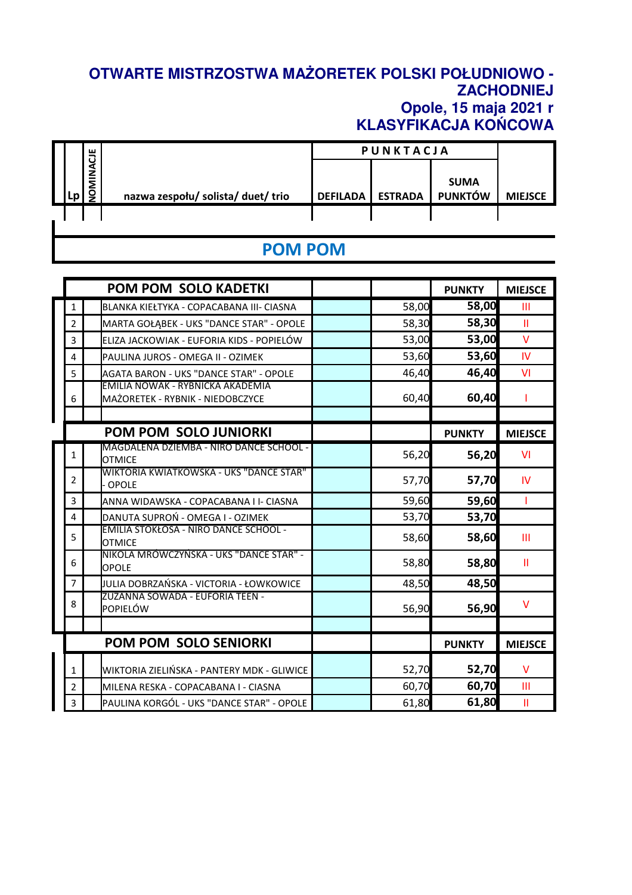# OTWARTE MISTRZOSTWA MAŻORETEK POLSKI POŁUDNIOWO - ZACHODNIEJ

## Opole, 15 maja 2021 r

## KLASYFIKACJA KOŃCOWA

| Lp | NOMINACJE | nazwa zespołu/ solista/ duet/ trio | PUNKTACJA | | | MIEJSCE |
|---|---|---|---|---|---|---|
| | | | DEFILADA | ESTRADA | SUMA PUNKTÓW | |

## POM POM

| | | POM POM SOLO KADETKI | | | PUNKTY | MIEJSCE |
|---|---|---|---|---|---|---|
| 1 | | BLANKA KIEŁTYKA - COPACABANA III- CIASNA | | 58,00 | 58,00 | III |
| 2 | | MARTA GOŁĄBEK - UKS "DANCE STAR" - OPOLE | | 58,30 | 58,30 | II |
| 3 | | ELIZA JACKOWIAK - EUFORIA KIDS - POPIELÓW | | 53,00 | 53,00 | V |
| 4 | | PAULINA JUROS - OMEGA II - OZIMEK | | 53,60 | 53,60 | IV |
| 5 | | AGATA BARON - UKS "DANCE STAR" - OPOLE | | 46,40 | 46,40 | VI |
| 6 | | EMILIA NOWAK - RYBNICKA AKADEMIA MAŻORETEK - RYBNIK - NIEDOBCZYCE | | 60,40 | 60,40 | I |

| | | POM POM SOLO JUNIORKI | | | PUNKTY | MIEJSCE |
|---|---|---|---|---|---|---|
| 1 | | MAGDALENA DZIEMBA - NIRO DANCE SCHOOL - OTMICE | | 56,20 | 56,20 | VI |
| 2 | | WIKTORIA KWIATKOWSKA - UKS "DANCE STAR" - OPOLE | | 57,70 | 57,70 | IV |
| 3 | | ANNA WIDAWSKA - COPACABANA I I- CIASNA | | 59,60 | 59,60 | I |
| 4 | | DANUTA SUPROŃ - OMEGA I - OZIMEK | | 53,70 | 53,70 | |
| 5 | | EMILIA STOKŁOSA - NIRO DANCE SCHOOL - OTMICE | | 58,60 | 58,60 | III |
| 6 | | NIKOLA MRÓWCZYŃSKA - UKS "DANCE STAR" - OPOLE | | 58,80 | 58,80 | II |
| 7 | | JULIA DOBRZAŃSKA - VICTORIA - ŁOWKOWICE | | 48,50 | 48,50 | |
| 8 | | ZUZANNA SOWADA - EUFORIA TEEN - POPIELÓW | | 56,90 | 56,90 | V |

| | | POM POM SOLO SENIORKI | | | PUNKTY | MIEJSCE |
|---|---|---|---|---|---|---|
| 1 | | WIKTORIA ZIELIŃSKA - PANTERY MDK - GLIWICE | | 52,70 | 52,70 | V |
| 2 | | MILENA RESKA - COPACABANA I - CIASNA | | 60,70 | 60,70 | III |
| 3 | | PAULINA KORGÓL - UKS "DANCE STAR" - OPOLE | | 61,80 | 61,80 | II |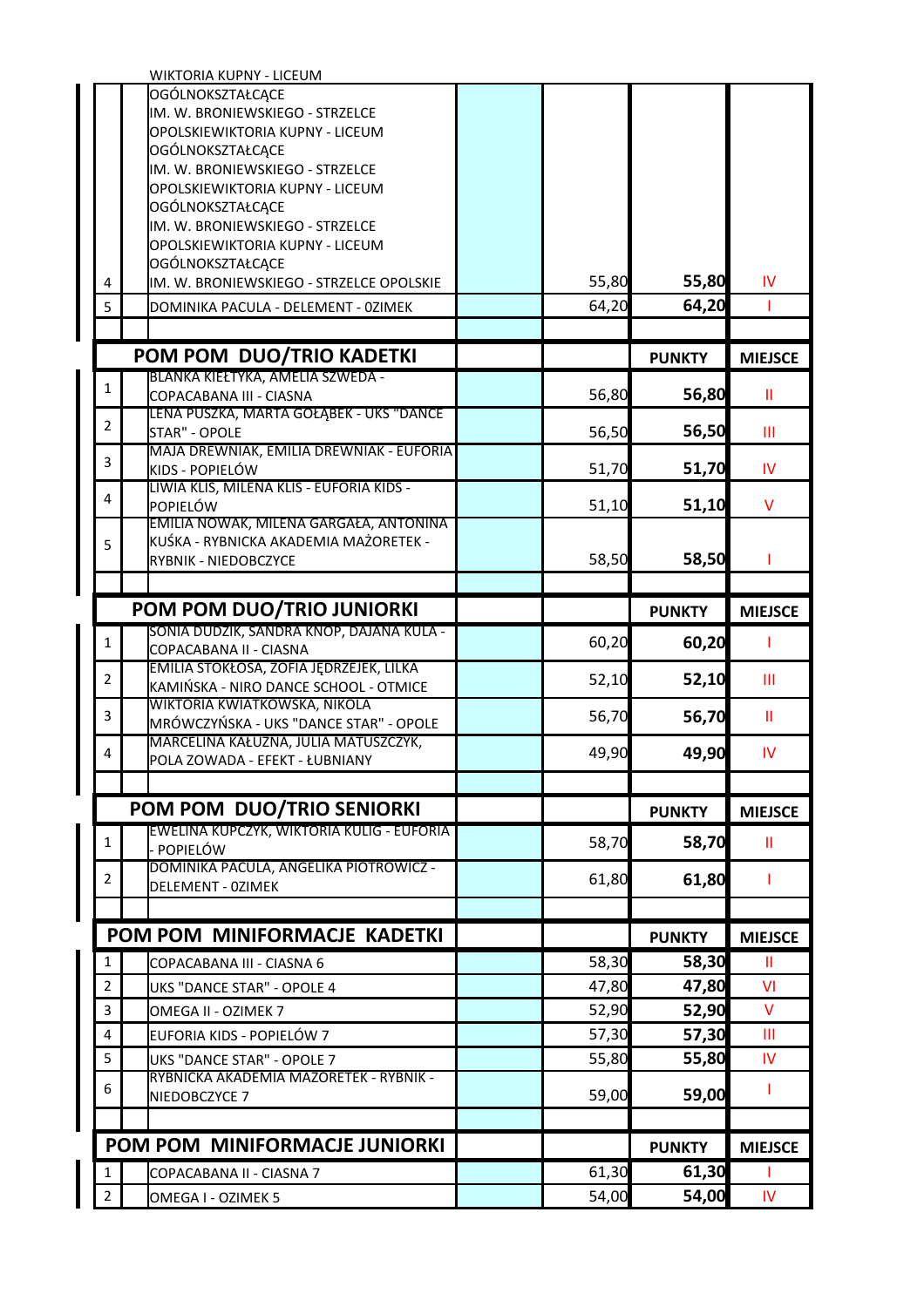| | | | | | | |
|---|---|---|---|---|---|---|
| 4 | | WIKTORIA KUPNY - LICEUM OGÓLNOKSZTAŁCĄCE IM. W. BRONIEWSKIEGO - STRZELCE OPOLSKIEWIKTORIA KUPNY - LICEUM OGÓLNOKSZTAŁCĄCE IM. W. BRONIEWSKIEGO - STRZELCE OPOLSKIEWIKTORIA KUPNY - LICEUM OGÓLNOKSZTAŁCĄCE IM. W. BRONIEWSKIEGO - STRZELCE OPOLSKIEWIKTORIA KUPNY - LICEUM OGÓLNOKSZTAŁCĄCE IM. W. BRONIEWSKIEGO - STRZELCE OPOLSKIE | | 55,80 | **55,80** | IV |
| 5 | | DOMINIKA PACULA - DELEMENT - 0ZIMEK | | 64,20 | **64,20** | I |

| | | POM POM DUO/TRIO KADETKI | | | PUNKTY | MIEJSCE |
|---|---|---|---|---|---|---|
| 1 | | BLANKA KIEŁTYKA, AMELIA SZWEDA - COPACABANA III - CIASNA | | 56,80 | **56,80** | II |
| 2 | | LENA PUSZKA, MARTA GOŁĄBEK - UKS "DANCE STAR" - OPOLE | | 56,50 | **56,50** | III |
| 3 | | MAJA DREWNIAK, EMILIA DREWNIAK - EUFORIA KIDS - POPIELÓW | | 51,70 | **51,70** | IV |
| 4 | | LIWIA KLIS, MILENA KLIS - EUFORIA KIDS - POPIELÓW | | 51,10 | **51,10** | V |
| 5 | | EMILIA NOWAK, MILENA GARGAŁA, ANTONINA KUŚKA - RYBNICKA AKADEMIA MAŻORETEK - RYBNIK - NIEDOBCZYCE | | 58,50 | **58,50** | I |

| | | POM POM DUO/TRIO JUNIORKI | | | PUNKTY | MIEJSCE |
|---|---|---|---|---|---|---|
| 1 | | SONIA DUDZIK, SANDRA KNOP, DAJANA KULA - COPACABANA II - CIASNA | | 60,20 | **60,20** | I |
| 2 | | EMILIA STOKŁOSA, ZOFIA JĘDRZEJEK, LILKA KAMIŃSKA - NIRO DANCE SCHOOL - OTMICE | | 52,10 | **52,10** | III |
| 3 | | WIKTORIA KWIATKOWSKA, NIKOLA MRÓWCZYŃSKA - UKS "DANCE STAR" - OPOLE | | 56,70 | **56,70** | II |
| 4 | | MARCELINA KAŁUŻNA, JULIA MATUSZCZYK, POLA ZOWADA - EFEKT - ŁUBNIANY | | 49,90 | **49,90** | IV |

| | | POM POM DUO/TRIO SENIORKI | | | PUNKTY | MIEJSCE |
|---|---|---|---|---|---|---|
| 1 | | EWELINA KUPCZYK, WIKTORIA KULIG - EUFORIA - POPIELÓW | | 58,70 | **58,70** | II |
| 2 | | DOMINIKA PACULA, ANGELIKA PIOTROWICZ - DELEMENT - 0ZIMEK | | 61,80 | **61,80** | I |

| | | POM POM MINIFORMACJE KADETKI | | | PUNKTY | MIEJSCE |
|---|---|---|---|---|---|---|
| 1 | | COPACABANA III - CIASNA 6 | | 58,30 | **58,30** | II |
| 2 | | UKS "DANCE STAR" - OPOLE 4 | | 47,80 | **47,80** | VI |
| 3 | | OMEGA II - OZIMEK 7 | | 52,90 | **52,90** | V |
| 4 | | EUFORIA KIDS - POPIELÓW 7 | | 57,30 | **57,30** | III |
| 5 | | UKS "DANCE STAR" - OPOLE 7 | | 55,80 | **55,80** | IV |
| 6 | | RYBNICKA AKADEMIA MAŻORETEK - RYBNIK - NIEDOBCZYCE 7 | | 59,00 | **59,00** | I |

| | | POM POM MINIFORMACJE JUNIORKI | | | PUNKTY | MIEJSCE |
|---|---|---|---|---|---|---|
| 1 | | COPACABANA II - CIASNA 7 | | 61,30 | **61,30** | I |
| 2 | | OMEGA I - OZIMEK 5 | | 54,00 | **54,00** | IV |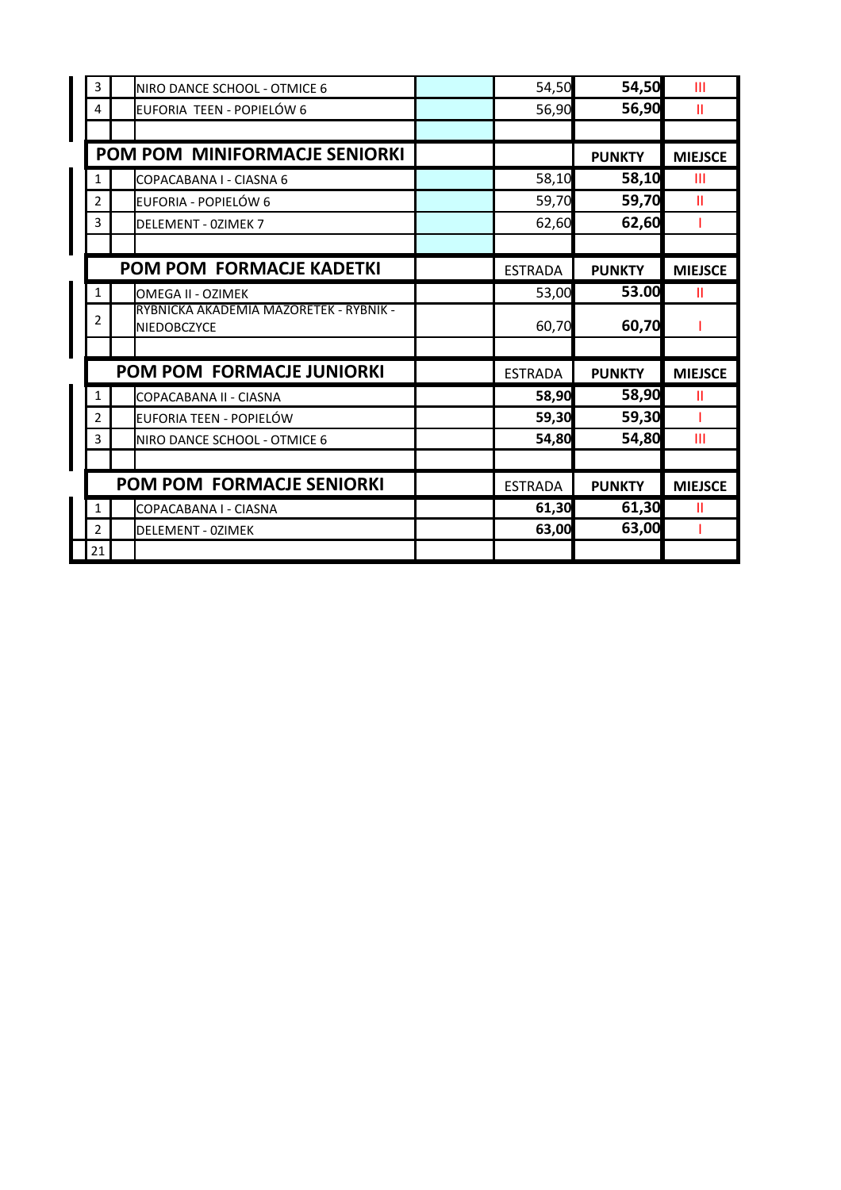| | | | | | | |
|---|---|---|---|---|---|---|
| 3 | | NIRO DANCE SCHOOL - OTMICE 6 | | 54,50 | 54,50 | III |
| 4 | | EUFORIA TEEN - POPIELÓW 6 | | 56,90 | 56,90 | II |
| | | | | | | |
| **POM POM MINIFORMACJE SENIORKI** | | | | | **PUNKTY** | **MIEJSCE** |
| 1 | | COPACABANA I - CIASNA 6 | | 58,10 | 58,10 | III |
| 2 | | EUFORIA - POPIELÓW 6 | | 59,70 | 59,70 | II |
| 3 | | DELEMENT - 0ZIMEK 7 | | 62,60 | 62,60 | I |
| | | | | | | |
| **POM POM FORMACJE KADETKI** | | | | ESTRADA | **PUNKTY** | **MIEJSCE** |
| 1 | | OMEGA II - OZIMEK | | 53,00 | 53.00 | II |
| 2 | | RYBNICKA AKADEMIA MAZORETEK - RYBNIK - NIEDOBCZYCE | | 60,70 | 60,70 | I |
| | | | | | | |
| **POM POM FORMACJE JUNIORKI** | | | | ESTRADA | **PUNKTY** | **MIEJSCE** |
| 1 | | COPACABANA II - CIASNA | | 58,90 | 58,90 | II |
| 2 | | EUFORIA TEEN - POPIELÓW | | 59,30 | 59,30 | I |
| 3 | | NIRO DANCE SCHOOL - OTMICE 6 | | 54,80 | 54,80 | III |
| | | | | | | |
| **POM POM FORMACJE SENIORKI** | | | | ESTRADA | **PUNKTY** | **MIEJSCE** |
| 1 | | COPACABANA I - CIASNA | | 61,30 | 61,30 | II |
| 2 | | DELEMENT - 0ZIMEK | | 63,00 | 63,00 | I |
| 21 | | | | | | |